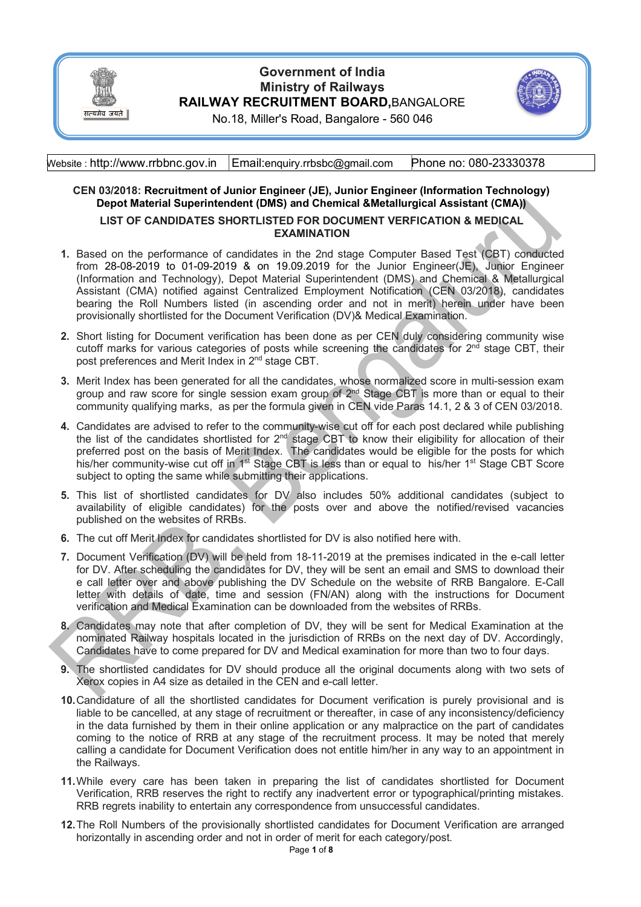# Government of India
# Ministry of Railways
# RAILWAY RECRUITMENT BOARD, BANGALORE

No.18, Miller's Road, Bangalore - 560 046

| Website : http://www.rrbbnc.gov.in | Email:enquiry.rrbsbc@gmail.com | Phone no: 080-23330378 |
|---|---|---|

**CEN 03/2018: Recruitment of Junior Engineer (JE), Junior Engineer (Information Technology) Depot Material Superintendent (DMS) and Chemical &Metallurgical Assistant (CMA))**

**LIST OF CANDIDATES SHORTLISTED FOR DOCUMENT VERFICATION & MEDICAL EXAMINATION**

1. Based on the performance of candidates in the 2nd stage Computer Based Test (CBT) conducted from 28-08-2019 to 01-09-2019 & on 19.09.2019 for the Junior Engineer(JE), Junior Engineer (Information and Technology), Depot Material Superintendent (DMS) and Chemical & Metallurgical Assistant (CMA) notified against Centralized Employment Notification (CEN 03/2018), candidates bearing the Roll Numbers listed (in ascending order and not in merit) herein under have been provisionally shortlisted for the Document Verification (DV)& Medical Examination.
2. Short listing for Document verification has been done as per CEN duly considering community wise cutoff marks for various categories of posts while screening the candidates for 2nd stage CBT, their post preferences and Merit Index in 2nd stage CBT.
3. Merit Index has been generated for all the candidates, whose normalized score in multi-session exam group and raw score for single session exam group of 2nd Stage CBT is more than or equal to their community qualifying marks, as per the formula given in CEN vide Paras 14.1, 2 & 3 of CEN 03/2018.
4. Candidates are advised to refer to the community-wise cut off for each post declared while publishing the list of the candidates shortlisted for 2nd stage CBT to know their eligibility for allocation of their preferred post on the basis of Merit Index. The candidates would be eligible for the posts for which his/her community-wise cut off in 1st Stage CBT is less than or equal to his/her 1st Stage CBT Score subject to opting the same while submitting their applications.
5. This list of shortlisted candidates for DV also includes 50% additional candidates (subject to availability of eligible candidates) for the posts over and above the notified/revised vacancies published on the websites of RRBs.
6. The cut off Merit Index for candidates shortlisted for DV is also notified here with.
7. Document Verification (DV) will be held from 18-11-2019 at the premises indicated in the e-call letter for DV. After scheduling the candidates for DV, they will be sent an email and SMS to download their e call letter over and above publishing the DV Schedule on the website of RRB Bangalore. E-Call letter with details of date, time and session (FN/AN) along with the instructions for Document verification and Medical Examination can be downloaded from the websites of RRBs.
8. Candidates may note that after completion of DV, they will be sent for Medical Examination at the nominated Railway hospitals located in the jurisdiction of RRBs on the next day of DV. Accordingly, Candidates have to come prepared for DV and Medical examination for more than two to four days.
9. The shortlisted candidates for DV should produce all the original documents along with two sets of Xerox copies in A4 size as detailed in the CEN and e-call letter.
10. Candidature of all the shortlisted candidates for Document verification is purely provisional and is liable to be cancelled, at any stage of recruitment or thereafter, in case of any inconsistency/deficiency in the data furnished by them in their online application or any malpractice on the part of candidates coming to the notice of RRB at any stage of the recruitment process. It may be noted that merely calling a candidate for Document Verification does not entitle him/her in any way to an appointment in the Railways.
11. While every care has been taken in preparing the list of candidates shortlisted for Document Verification, RRB reserves the right to rectify any inadvertent error or typographical/printing mistakes. RRB regrets inability to entertain any correspondence from unsuccessful candidates.
12. The Roll Numbers of the provisionally shortlisted candidates for Document Verification are arranged horizontally in ascending order and not in order of merit for each category/post.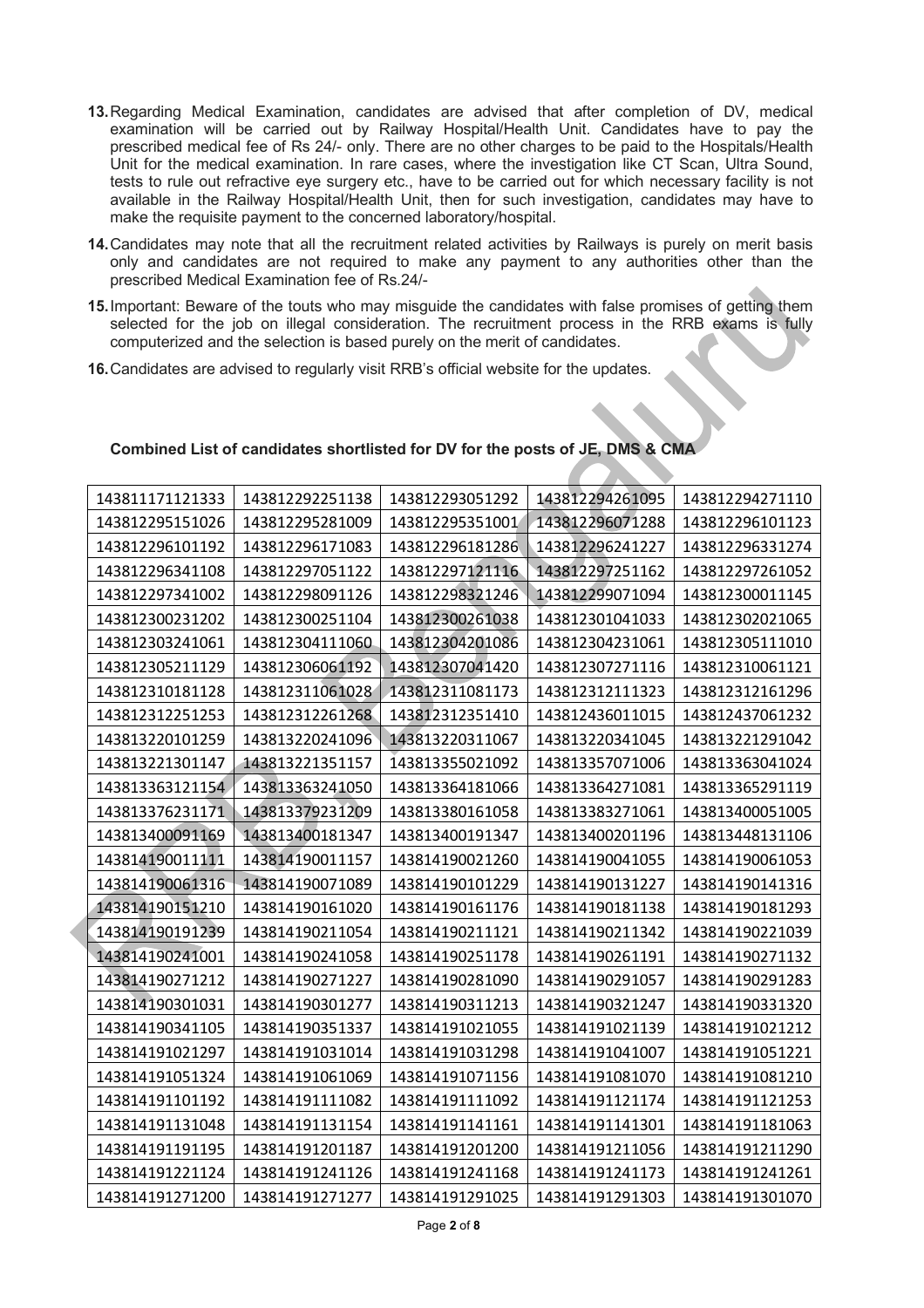13. Regarding Medical Examination, candidates are advised that after completion of DV, medical examination will be carried out by Railway Hospital/Health Unit. Candidates have to pay the prescribed medical fee of Rs 24/- only. There are no other charges to be paid to the Hospitals/Health Unit for the medical examination. In rare cases, where the investigation like CT Scan, Ultra Sound, tests to rule out refractive eye surgery etc., have to be carried out for which necessary facility is not available in the Railway Hospital/Health Unit, then for such investigation, candidates may have to make the requisite payment to the concerned laboratory/hospital.

14. Candidates may note that all the recruitment related activities by Railways is purely on merit basis only and candidates are not required to make any payment to any authorities other than the prescribed Medical Examination fee of Rs.24/-

15. Important: Beware of the touts who may misguide the candidates with false promises of getting them selected for the job on illegal consideration. The recruitment process in the RRB exams is fully computerized and the selection is based purely on the merit of candidates.

16. Candidates are advised to regularly visit RRB's official website for the updates.

**Combined List of candidates shortlisted for DV for the posts of JE, DMS & CMA**

| | | | | |
|---|---|---|---|---|
| 143811171121333 | 143812292251138 | 143812293051292 | 143812294261095 | 143812294271110 |
| 143812295151026 | 143812295281009 | 143812295351001 | 143812296071288 | 143812296101123 |
| 143812296101192 | 143812296171083 | 143812296181286 | 143812296241227 | 143812296331274 |
| 143812296341108 | 143812297051122 | 143812297121116 | 143812297251162 | 143812297261052 |
| 143812297341002 | 143812298091126 | 143812298321246 | 143812299071094 | 143812300011145 |
| 143812300231202 | 143812300251104 | 143812300261038 | 143812301041033 | 143812302021065 |
| 143812303241061 | 143812304111060 | 143812304201086 | 143812304231061 | 143812305111010 |
| 143812305211129 | 143812306061192 | 143812307041420 | 143812307271116 | 143812310061121 |
| 143812310181128 | 143812311061028 | 143812311081173 | 143812312111323 | 143812312161296 |
| 143812312251253 | 143812312261268 | 143812312351410 | 143812436011015 | 143812437061232 |
| 143813220101259 | 143813220241096 | 143813220311067 | 143813220341045 | 143813221291042 |
| 143813221301147 | 143813221351157 | 143813355021092 | 143813357071006 | 143813363041024 |
| 143813363121154 | 143813363241050 | 143813364181066 | 143813364271081 | 143813365291119 |
| 143813376231171 | 143813379231209 | 143813380161058 | 143813383271061 | 143813400051005 |
| 143813400091169 | 143813400181347 | 143813400191347 | 143813400201196 | 143813448131106 |
| 143814190011111 | 143814190011157 | 143814190021260 | 143814190041055 | 143814190061053 |
| 143814190061316 | 143814190071089 | 143814190101229 | 143814190131227 | 143814190141316 |
| 143814190151210 | 143814190161020 | 143814190161176 | 143814190181138 | 143814190181293 |
| 143814190191239 | 143814190211054 | 143814190211121 | 143814190211342 | 143814190221039 |
| 143814190241001 | 143814190241058 | 143814190251178 | 143814190261191 | 143814190271132 |
| 143814190271212 | 143814190271227 | 143814190281090 | 143814190291057 | 143814190291283 |
| 143814190301031 | 143814190301277 | 143814190311213 | 143814190321247 | 143814190331320 |
| 143814190341105 | 143814190351337 | 143814191021055 | 143814191021139 | 143814191021212 |
| 143814191021297 | 143814191031014 | 143814191031298 | 143814191041007 | 143814191051221 |
| 143814191051324 | 143814191061069 | 143814191071156 | 143814191081070 | 143814191081210 |
| 143814191101192 | 143814191111082 | 143814191111092 | 143814191121174 | 143814191121253 |
| 143814191131048 | 143814191131154 | 143814191141161 | 143814191141301 | 143814191181063 |
| 143814191191195 | 143814191201187 | 143814191201200 | 143814191211056 | 143814191211290 |
| 143814191221124 | 143814191241126 | 143814191241168 | 143814191241173 | 143814191241261 |
| 143814191271200 | 143814191271277 | 143814191291025 | 143814191291303 | 143814191301070 |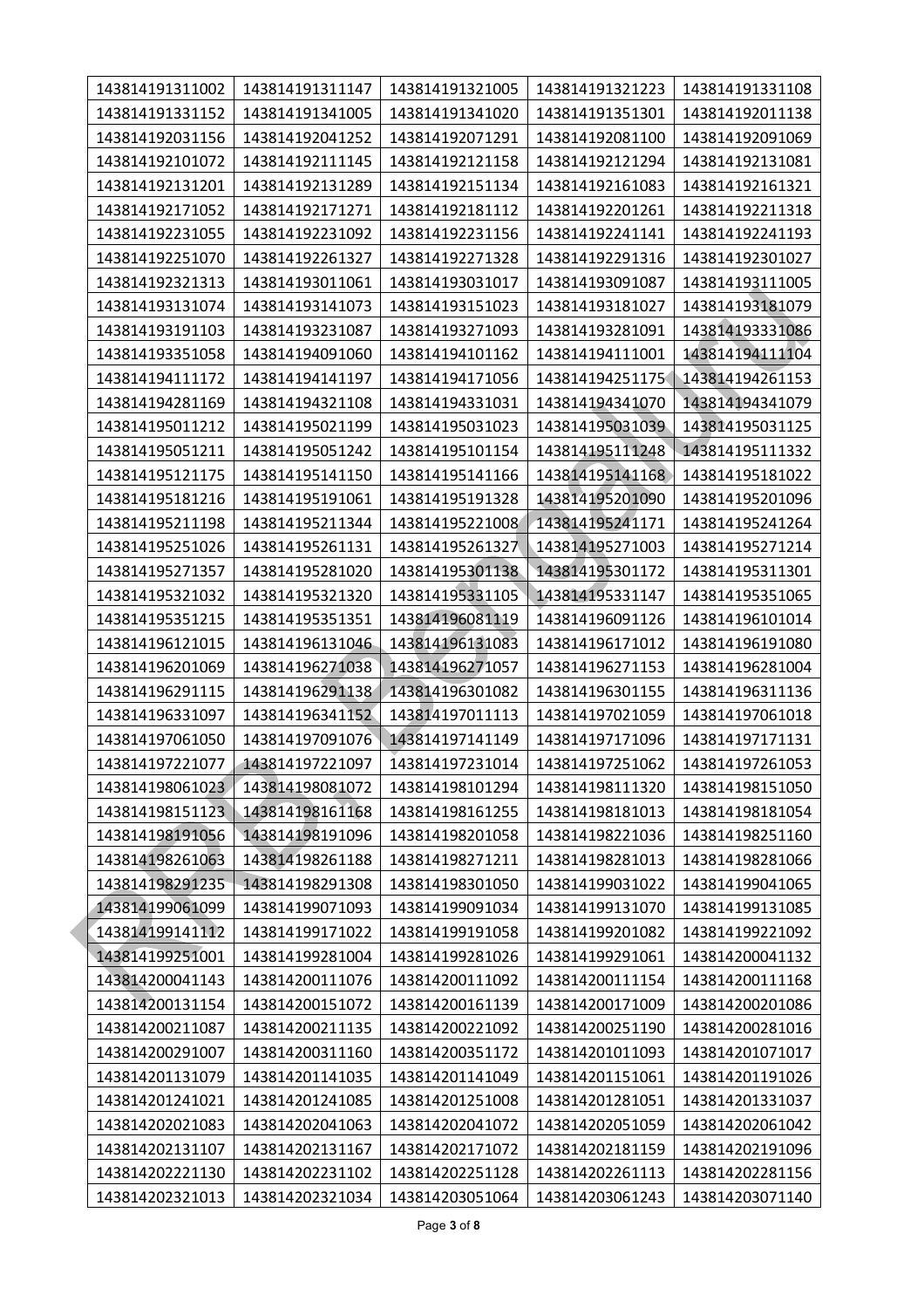| 143814191311002 | 143814191311147 | 143814191321005 | 143814191321223 | 143814191331108 |
|---|---|---|---|---|
| 143814191331152 | 143814191341005 | 143814191341020 | 143814191351301 | 143814192011138 |
| 143814192031156 | 143814192041252 | 143814192071291 | 143814192081100 | 143814192091069 |
| 143814192101072 | 143814192111145 | 143814192121158 | 143814192121294 | 143814192131081 |
| 143814192131201 | 143814192131289 | 143814192151134 | 143814192161083 | 143814192161321 |
| 143814192171052 | 143814192171271 | 143814192181112 | 143814192201261 | 143814192211318 |
| 143814192231055 | 143814192231092 | 143814192231156 | 143814192241141 | 143814192241193 |
| 143814192251070 | 143814192261327 | 143814192271328 | 143814192291316 | 143814192301027 |
| 143814192321313 | 143814193011061 | 143814193031017 | 143814193091087 | 143814193111005 |
| 143814193131074 | 143814193141073 | 143814193151023 | 143814193181027 | 143814193181079 |
| 143814193191103 | 143814193231087 | 143814193271093 | 143814193281091 | 143814193331086 |
| 143814193351058 | 143814194091060 | 143814194101162 | 143814194111001 | 143814194111104 |
| 143814194111172 | 143814194141197 | 143814194171056 | 143814194251175 | 143814194261153 |
| 143814194281169 | 143814194321108 | 143814194331031 | 143814194341070 | 143814194341079 |
| 143814195011212 | 143814195021199 | 143814195031023 | 143814195031039 | 143814195031125 |
| 143814195051211 | 143814195051242 | 143814195101154 | 143814195111248 | 143814195111332 |
| 143814195121175 | 143814195141150 | 143814195141166 | 143814195141168 | 143814195181022 |
| 143814195181216 | 143814195191061 | 143814195191328 | 143814195201090 | 143814195201096 |
| 143814195211198 | 143814195211344 | 143814195221008 | 143814195241171 | 143814195241264 |
| 143814195251026 | 143814195261131 | 143814195261327 | 143814195271003 | 143814195271214 |
| 143814195271357 | 143814195281020 | 143814195301138 | 143814195301172 | 143814195311301 |
| 143814195321032 | 143814195321320 | 143814195331105 | 143814195331147 | 143814195351065 |
| 143814195351215 | 143814195351351 | 143814196081119 | 143814196091126 | 143814196101014 |
| 143814196121015 | 143814196131046 | 143814196131083 | 143814196171012 | 143814196191080 |
| 143814196201069 | 143814196271038 | 143814196271057 | 143814196271153 | 143814196281004 |
| 143814196291115 | 143814196291138 | 143814196301082 | 143814196301155 | 143814196311136 |
| 143814196331097 | 143814196341152 | 143814197011113 | 143814197021059 | 143814197061018 |
| 143814197061050 | 143814197091076 | 143814197141149 | 143814197171096 | 143814197171131 |
| 143814197221077 | 143814197221097 | 143814197231014 | 143814197251062 | 143814197261053 |
| 143814198061023 | 143814198081072 | 143814198101294 | 143814198111320 | 143814198151050 |
| 143814198151123 | 143814198161168 | 143814198161255 | 143814198181013 | 143814198181054 |
| 143814198191056 | 143814198191096 | 143814198201058 | 143814198221036 | 143814198251160 |
| 143814198261063 | 143814198261188 | 143814198271211 | 143814198281013 | 143814198281066 |
| 143814198291235 | 143814198291308 | 143814198301050 | 143814199031022 | 143814199041065 |
| 143814199061099 | 143814199071093 | 143814199091034 | 143814199131070 | 143814199131085 |
| 143814199141112 | 143814199171022 | 143814199191058 | 143814199201082 | 143814199221092 |
| 143814199251001 | 143814199281004 | 143814199281026 | 143814199291061 | 143814200041132 |
| 143814200041143 | 143814200111076 | 143814200111092 | 143814200111154 | 143814200111168 |
| 143814200131154 | 143814200151072 | 143814200161139 | 143814200171009 | 143814200201086 |
| 143814200211087 | 143814200211135 | 143814200221092 | 143814200251190 | 143814200281016 |
| 143814200291007 | 143814200311160 | 143814200351172 | 143814201011093 | 143814201071017 |
| 143814201131079 | 143814201141035 | 143814201141049 | 143814201151061 | 143814201191026 |
| 143814201241021 | 143814201241085 | 143814201251008 | 143814201281051 | 143814201331037 |
| 143814202021083 | 143814202041063 | 143814202041072 | 143814202051059 | 143814202061042 |
| 143814202131107 | 143814202131167 | 143814202171072 | 143814202181159 | 143814202191096 |
| 143814202221130 | 143814202231102 | 143814202251128 | 143814202261113 | 143814202281156 |
| 143814202321013 | 143814202321034 | 143814203051064 | 143814203061243 | 143814203071140 |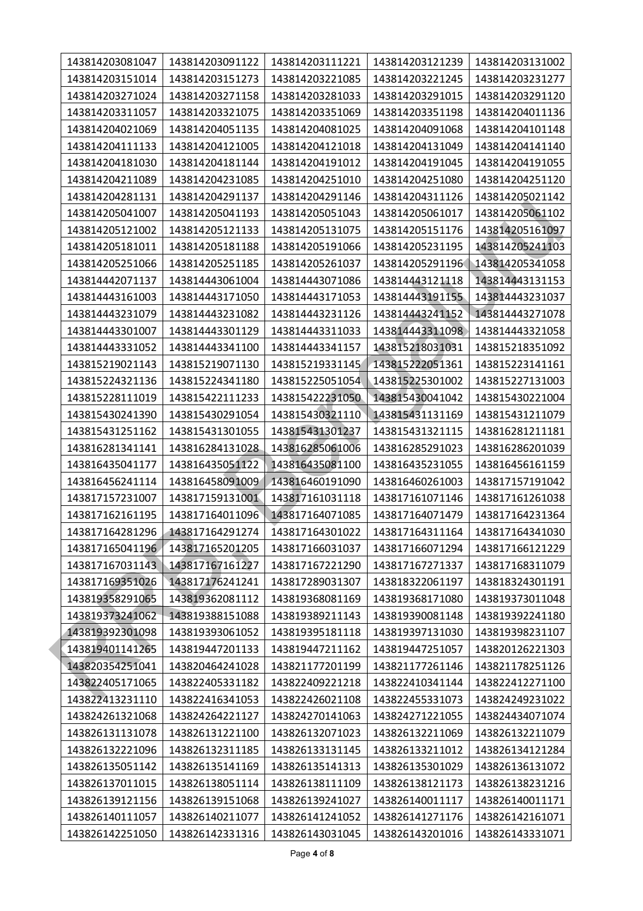| 143814203081047 | 143814203091122 | 143814203111221 | 143814203121239 | 143814203131002 |
|---|---|---|---|---|
| 143814203151014 | 143814203151273 | 143814203221085 | 143814203221245 | 143814203231277 |
| 143814203271024 | 143814203271158 | 143814203281033 | 143814203291015 | 143814203291120 |
| 143814203311057 | 143814203321075 | 143814203351069 | 143814203351198 | 143814204011136 |
| 143814204021069 | 143814204051135 | 143814204081025 | 143814204091068 | 143814204101148 |
| 143814204111133 | 143814204121005 | 143814204121018 | 143814204131049 | 143814204141140 |
| 143814204181030 | 143814204181144 | 143814204191012 | 143814204191045 | 143814204191055 |
| 143814204211089 | 143814204231085 | 143814204251010 | 143814204251080 | 143814204251120 |
| 143814204281131 | 143814204291137 | 143814204291146 | 143814204311126 | 143814205021142 |
| 143814205041007 | 143814205041193 | 143814205051043 | 143814205061017 | 143814205061102 |
| 143814205121002 | 143814205121133 | 143814205131075 | 143814205151176 | 143814205161097 |
| 143814205181011 | 143814205181188 | 143814205191066 | 143814205231195 | 143814205241103 |
| 143814205251066 | 143814205251185 | 143814205261037 | 143814205291196 | 143814205341058 |
| 143814442071137 | 143814443061004 | 143814443071086 | 143814443121118 | 143814443131153 |
| 143814443161003 | 143814443171050 | 143814443171053 | 143814443191155 | 143814443231037 |
| 143814443231079 | 143814443231082 | 143814443231126 | 143814443241152 | 143814443271078 |
| 143814443301007 | 143814443301129 | 143814443311033 | 143814443311098 | 143814443321058 |
| 143814443331052 | 143814443341100 | 143814443341157 | 143815218031031 | 143815218351092 |
| 143815219021143 | 143815219071130 | 143815219331145 | 143815222051361 | 143815223141161 |
| 143815224321136 | 143815224341180 | 143815225051054 | 143815225301002 | 143815227131003 |
| 143815228111019 | 143815422111233 | 143815422231050 | 143815430041042 | 143815430221004 |
| 143815430241390 | 143815430291054 | 143815430321110 | 143815431131169 | 143815431211079 |
| 143815431251162 | 143815431301055 | 143815431301237 | 143815431321115 | 143816281211181 |
| 143816281341141 | 143816284131028 | 143816285061006 | 143816285291023 | 143816286201039 |
| 143816435041177 | 143816435051122 | 143816435081100 | 143816435231055 | 143816456161159 |
| 143816456241114 | 143816458091009 | 143816460191090 | 143816460261003 | 143817157191042 |
| 143817157231007 | 143817159131001 | 143817161031118 | 143817161071146 | 143817161261038 |
| 143817162161195 | 143817164011096 | 143817164071085 | 143817164071479 | 143817164231364 |
| 143817164281296 | 143817164291274 | 143817164301022 | 143817164311164 | 143817164341030 |
| 143817165041196 | 143817165201205 | 143817166031037 | 143817166071294 | 143817166121229 |
| 143817167031143 | 143817167161227 | 143817167221290 | 143817167271337 | 143817168311079 |
| 143817169351026 | 143817176241241 | 143817289031307 | 143818322061197 | 143818324301191 |
| 143819358291065 | 143819362081112 | 143819368081169 | 143819368171080 | 143819373011048 |
| 143819373241062 | 143819388151088 | 143819389211143 | 143819390081148 | 143819392241180 |
| 143819392301098 | 143819393061052 | 143819395181118 | 143819397131030 | 143819398231107 |
| 143819401141265 | 143819447201133 | 143819447211162 | 143819447251057 | 143820126221303 |
| 143820354251041 | 143820464241028 | 143821177201199 | 143821177261146 | 143821178251126 |
| 143822405171065 | 143822405331182 | 143822409221218 | 143822410341144 | 143822412271100 |
| 143822413231110 | 143822416341053 | 143822426021108 | 143822455331073 | 143824249231022 |
| 143824261321068 | 143824264221127 | 143824270141063 | 143824271221055 | 143824434071074 |
| 143826131131078 | 143826131221100 | 143826132071023 | 143826132211069 | 143826132211079 |
| 143826132221096 | 143826132311185 | 143826133131145 | 143826133211012 | 143826134121284 |
| 143826135051142 | 143826135141169 | 143826135141313 | 143826135301029 | 143826136131072 |
| 143826137011015 | 143826138051114 | 143826138111109 | 143826138121173 | 143826138231216 |
| 143826139121156 | 143826139151068 | 143826139241027 | 143826140011117 | 143826140011171 |
| 143826140111057 | 143826140211077 | 143826141241052 | 143826141271176 | 143826142161071 |
| 143826142251050 | 143826142331316 | 143826143031045 | 143826143201016 | 143826143331071 |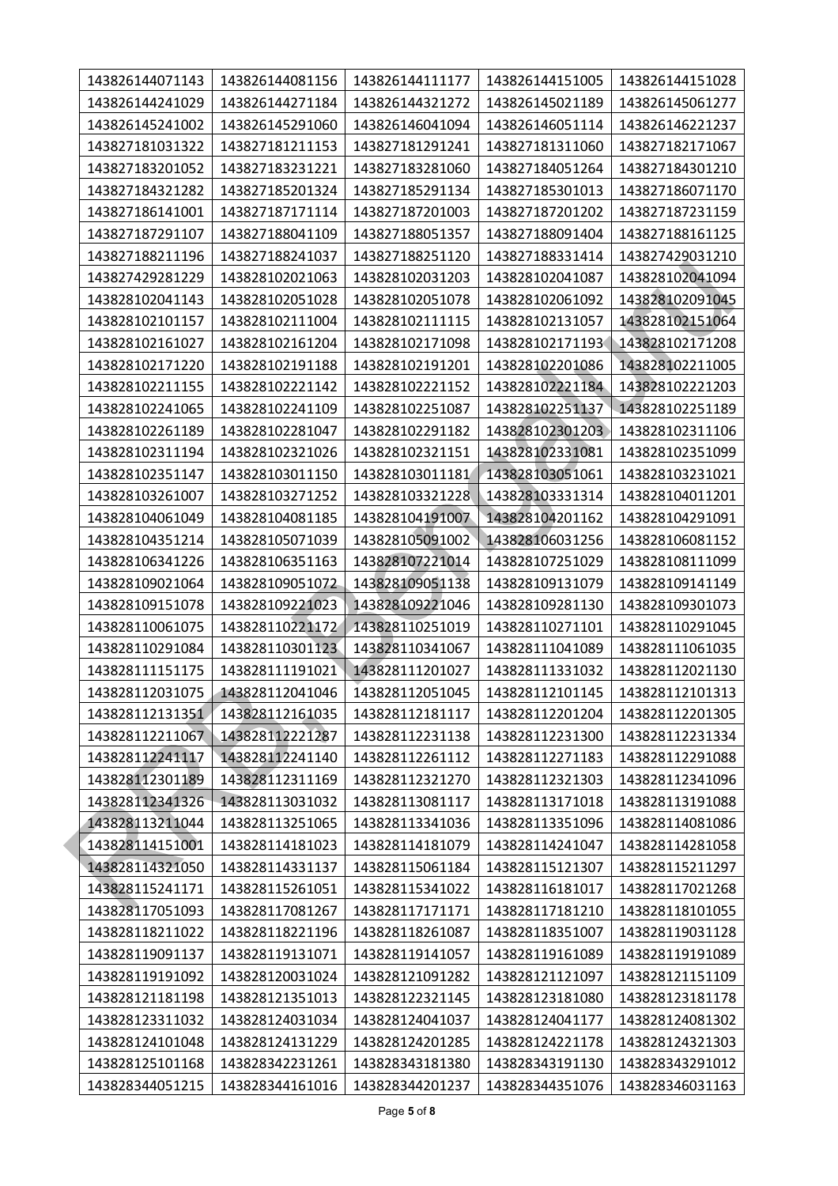| 143826144071143 | 143826144081156 | 143826144111177 | 143826144151005 | 143826144151028 |
|---|---|---|---|---|
| 143826144241029 | 143826144271184 | 143826144321272 | 143826145021189 | 143826145061277 |
| 143826145241002 | 143826145291060 | 143826146041094 | 143826146051114 | 143826146221237 |
| 143827181031322 | 143827181211153 | 143827181291241 | 143827181311060 | 143827182171067 |
| 143827183201052 | 143827183231221 | 143827183281060 | 143827184051264 | 143827184301210 |
| 143827184321282 | 143827185201324 | 143827185291134 | 143827185301013 | 143827186071170 |
| 143827186141001 | 143827187171114 | 143827187201003 | 143827187201202 | 143827187231159 |
| 143827187291107 | 143827188041109 | 143827188051357 | 143827188091404 | 143827188161125 |
| 143827188211196 | 143827188241037 | 143827188251120 | 143827188331414 | 143827429031210 |
| 143827429281229 | 143828102021063 | 143828102031203 | 143828102041087 | 143828102041094 |
| 143828102041143 | 143828102051028 | 143828102051078 | 143828102061092 | 143828102091045 |
| 143828102101157 | 143828102111004 | 143828102111115 | 143828102131057 | 143828102151064 |
| 143828102161027 | 143828102161204 | 143828102171098 | 143828102171193 | 143828102171208 |
| 143828102171220 | 143828102191188 | 143828102191201 | 143828102201086 | 143828102211005 |
| 143828102211155 | 143828102221142 | 143828102221152 | 143828102221184 | 143828102221203 |
| 143828102241065 | 143828102241109 | 143828102251087 | 143828102251137 | 143828102251189 |
| 143828102261189 | 143828102281047 | 143828102291182 | 143828102301203 | 143828102311106 |
| 143828102311194 | 143828102321026 | 143828102321151 | 143828102331081 | 143828102351099 |
| 143828102351147 | 143828103011150 | 143828103011181 | 143828103051061 | 143828103231021 |
| 143828103261007 | 143828103271252 | 143828103321228 | 143828103331314 | 143828104011201 |
| 143828104061049 | 143828104081185 | 143828104191007 | 143828104201162 | 143828104291091 |
| 143828104351214 | 143828105071039 | 143828105091002 | 143828106031256 | 143828106081152 |
| 143828106341226 | 143828106351163 | 143828107221014 | 143828107251029 | 143828108111099 |
| 143828109021064 | 143828109051072 | 143828109051138 | 143828109131079 | 143828109141149 |
| 143828109151078 | 143828109221023 | 143828109221046 | 143828109281130 | 143828109301073 |
| 143828110061075 | 143828110221172 | 143828110251019 | 143828110271101 | 143828110291045 |
| 143828110291084 | 143828110301123 | 143828110341067 | 143828111041089 | 143828111061035 |
| 143828111151175 | 143828111191021 | 143828111201027 | 143828111331032 | 143828112021130 |
| 143828112031075 | 143828112041046 | 143828112051045 | 143828112101145 | 143828112101313 |
| 143828112131351 | 143828112161035 | 143828112181117 | 143828112201204 | 143828112201305 |
| 143828112211067 | 143828112221287 | 143828112231138 | 143828112231300 | 143828112231334 |
| 143828112241117 | 143828112241140 | 143828112261112 | 143828112271183 | 143828112291088 |
| 143828112301189 | 143828112311169 | 143828112321270 | 143828112321303 | 143828112341096 |
| 143828112341326 | 143828113031032 | 143828113081117 | 143828113171018 | 143828113191088 |
| 143828113211044 | 143828113251065 | 143828113341036 | 143828113351096 | 143828114081086 |
| 143828114151001 | 143828114181023 | 143828114181079 | 143828114241047 | 143828114281058 |
| 143828114321050 | 143828114331137 | 143828115061184 | 143828115121307 | 143828115211297 |
| 143828115241171 | 143828115261051 | 143828115341022 | 143828116181017 | 143828117021268 |
| 143828117051093 | 143828117081267 | 143828117171171 | 143828117181210 | 143828118101055 |
| 143828118211022 | 143828118221196 | 143828118261087 | 143828118351007 | 143828119031128 |
| 143828119091137 | 143828119131071 | 143828119141057 | 143828119161089 | 143828119191089 |
| 143828119191092 | 143828120031024 | 143828121091282 | 143828121121097 | 143828121151109 |
| 143828121181198 | 143828121351013 | 143828122321145 | 143828123181080 | 143828123181178 |
| 143828123311032 | 143828124031034 | 143828124041037 | 143828124041177 | 143828124081302 |
| 143828124101048 | 143828124131229 | 143828124201285 | 143828124221178 | 143828124321303 |
| 143828125101168 | 143828342231261 | 143828343181380 | 143828343191130 | 143828343291012 |
| 143828344051215 | 143828344161016 | 143828344201237 | 143828344351076 | 143828346031163 |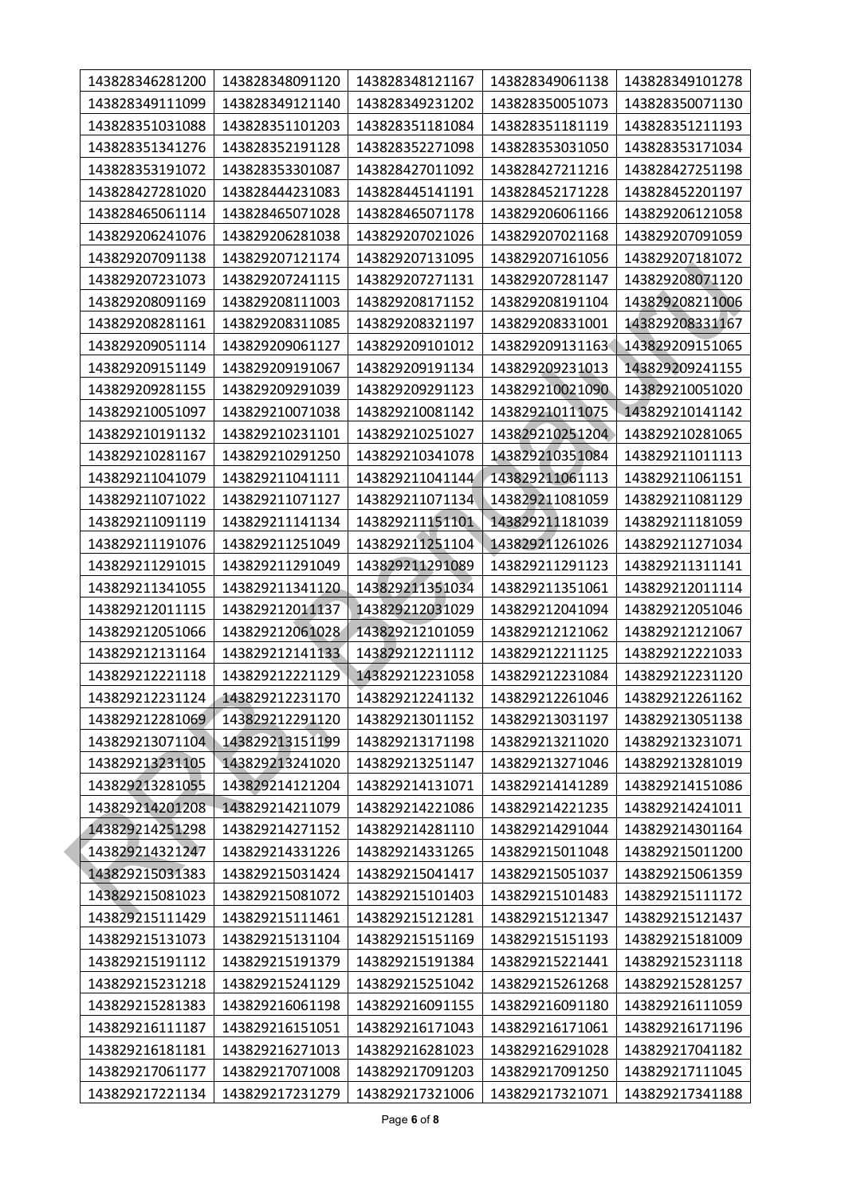| 143828346281200 | 143828348091120 | 143828348121167 | 143828349061138 | 143828349101278 |
|---|---|---|---|---|
| 143828349111099 | 143828349121140 | 143828349231202 | 143828350051073 | 143828350071130 |
| 143828351031088 | 143828351101203 | 143828351181084 | 143828351181119 | 143828351211193 |
| 143828351341276 | 143828352191128 | 143828352271098 | 143828353031050 | 143828353171034 |
| 143828353191072 | 143828353301087 | 143828427011092 | 143828427211216 | 143828427251198 |
| 143828427281020 | 143828444231083 | 143828445141191 | 143828452171228 | 143828452201197 |
| 143828465061114 | 143828465071028 | 143828465071178 | 143829206061166 | 143829206121058 |
| 143829206241076 | 143829206281038 | 143829207021026 | 143829207021168 | 143829207091059 |
| 143829207091138 | 143829207121174 | 143829207131095 | 143829207161056 | 143829207181072 |
| 143829207231073 | 143829207241115 | 143829207271131 | 143829207281147 | 143829208071120 |
| 143829208091169 | 143829208111003 | 143829208171152 | 143829208191104 | 143829208211006 |
| 143829208281161 | 143829208311085 | 143829208321197 | 143829208331001 | 143829208331167 |
| 143829209051114 | 143829209061127 | 143829209101012 | 143829209131163 | 143829209151065 |
| 143829209151149 | 143829209191067 | 143829209191134 | 143829209231013 | 143829209241155 |
| 143829209281155 | 143829209291039 | 143829209291123 | 143829210021090 | 143829210051020 |
| 143829210051097 | 143829210071038 | 143829210081142 | 143829210111075 | 143829210141142 |
| 143829210191132 | 143829210231101 | 143829210251027 | 143829210251204 | 143829210281065 |
| 143829210281167 | 143829210291250 | 143829210341078 | 143829210351084 | 143829211011113 |
| 143829211041079 | 143829211041111 | 143829211041144 | 143829211061113 | 143829211061151 |
| 143829211071022 | 143829211071127 | 143829211071134 | 143829211081059 | 143829211081129 |
| 143829211091119 | 143829211141134 | 143829211151101 | 143829211181039 | 143829211181059 |
| 143829211191076 | 143829211251049 | 143829211251104 | 143829211261026 | 143829211271034 |
| 143829211291015 | 143829211291049 | 143829211291089 | 143829211291123 | 143829211311141 |
| 143829211341055 | 143829211341120 | 143829211351034 | 143829211351061 | 143829212011114 |
| 143829212011115 | 143829212011137 | 143829212031029 | 143829212041094 | 143829212051046 |
| 143829212051066 | 143829212061028 | 143829212101059 | 143829212121062 | 143829212121067 |
| 143829212131164 | 143829212141133 | 143829212211112 | 143829212211125 | 143829212221033 |
| 143829212221118 | 143829212221129 | 143829212231058 | 143829212231084 | 143829212231120 |
| 143829212231124 | 143829212231170 | 143829212241132 | 143829212261046 | 143829212261162 |
| 143829212281069 | 143829212291120 | 143829213011152 | 143829213031197 | 143829213051138 |
| 143829213071104 | 143829213151199 | 143829213171198 | 143829213211020 | 143829213231071 |
| 143829213231105 | 143829213241020 | 143829213251147 | 143829213271046 | 143829213281019 |
| 143829213281055 | 143829214121204 | 143829214131071 | 143829214141289 | 143829214151086 |
| 143829214201208 | 143829214211079 | 143829214221086 | 143829214221235 | 143829214241011 |
| 143829214251298 | 143829214271152 | 143829214281110 | 143829214291044 | 143829214301164 |
| 143829214321247 | 143829214331226 | 143829214331265 | 143829215011048 | 143829215011200 |
| 143829215031383 | 143829215031424 | 143829215041417 | 143829215051037 | 143829215061359 |
| 143829215081023 | 143829215081072 | 143829215101403 | 143829215101483 | 143829215111172 |
| 143829215111429 | 143829215111461 | 143829215121281 | 143829215121347 | 143829215121437 |
| 143829215131073 | 143829215131104 | 143829215151169 | 143829215151193 | 143829215181009 |
| 143829215191112 | 143829215191379 | 143829215191384 | 143829215221441 | 143829215231118 |
| 143829215231218 | 143829215241129 | 143829215251042 | 143829215261268 | 143829215281257 |
| 143829215281383 | 143829216061198 | 143829216091155 | 143829216091180 | 143829216111059 |
| 143829216111187 | 143829216151051 | 143829216171043 | 143829216171061 | 143829216171196 |
| 143829216181181 | 143829216271013 | 143829216281023 | 143829216291028 | 143829217041182 |
| 143829217061177 | 143829217071008 | 143829217091203 | 143829217091250 | 143829217111045 |
| 143829217221134 | 143829217231279 | 143829217321006 | 143829217321071 | 143829217341188 |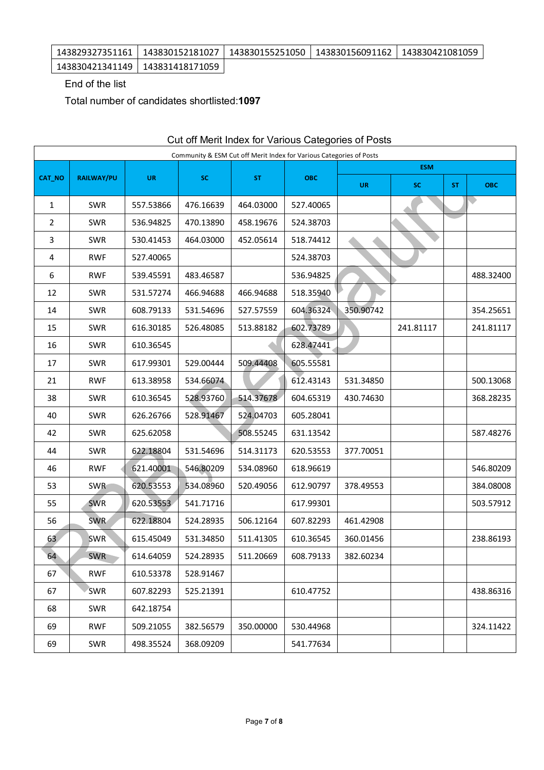| 143829327351161 | 143830152181027 | 143830155251050 | 143830156091162 | 143830421081059 |
|---|---|---|---|---|
| 143830421341149 | 143831418171059 | | | |

End of the list

Total number of candidates shortlisted:**1097**

## Cut off Merit Index for Various Categories of Posts

Community & ESM Cut off Merit Index for Various Categories of Posts

| CAT_NO | RAILWAY/PU | UR | SC | ST | OBC | ESM | | | |
|---|---|---|---|---|---|---|---|---|---|
| | | | | | | UR | SC | ST | OBC |
| 1 | SWR | 557.53866 | 476.16639 | 464.03000 | 527.40065 | | | | |
| 2 | SWR | 536.94825 | 470.13890 | 458.19676 | 524.38703 | | | | |
| 3 | SWR | 530.41453 | 464.03000 | 452.05614 | 518.74412 | | | | |
| 4 | RWF | 527.40065 | | | 524.38703 | | | | |
| 6 | RWF | 539.45591 | 483.46587 | | 536.94825 | | | | 488.32400 |
| 12 | SWR | 531.57274 | 466.94688 | 466.94688 | 518.35940 | | | | |
| 14 | SWR | 608.79133 | 531.54696 | 527.57559 | 604.36324 | 350.90742 | | | 354.25651 |
| 15 | SWR | 616.30185 | 526.48085 | 513.88182 | 602.73789 | | 241.81117 | | 241.81117 |
| 16 | SWR | 610.36545 | | | 628.47441 | | | | |
| 17 | SWR | 617.99301 | 529.00444 | 509.44408 | 605.55581 | | | | |
| 21 | RWF | 613.38958 | 534.66074 | | 612.43143 | 531.34850 | | | 500.13068 |
| 38 | SWR | 610.36545 | 528.93760 | 514.37678 | 604.65319 | 430.74630 | | | 368.28235 |
| 40 | SWR | 626.26766 | 528.91467 | 524.04703 | 605.28041 | | | | |
| 42 | SWR | 625.62058 | | 508.55245 | 631.13542 | | | | 587.48276 |
| 44 | SWR | 622.18804 | 531.54696 | 514.31173 | 620.53553 | 377.70051 | | | |
| 46 | RWF | 621.40001 | 546.80209 | 534.08960 | 618.96619 | | | | 546.80209 |
| 53 | SWR | 620.53553 | 534.08960 | 520.49056 | 612.90797 | 378.49553 | | | 384.08008 |
| 55 | SWR | 620.53553 | 541.71716 | | 617.99301 | | | | 503.57912 |
| 56 | SWR | 622.18804 | 524.28935 | 506.12164 | 607.82293 | 461.42908 | | | |
| 63 | SWR | 615.45049 | 531.34850 | 511.41305 | 610.36545 | 360.01456 | | | 238.86193 |
| 64 | SWR | 614.64059 | 524.28935 | 511.20669 | 608.79133 | 382.60234 | | | |
| 67 | RWF | 610.53378 | 528.91467 | | | | | | |
| 67 | SWR | 607.82293 | 525.21391 | | 610.47752 | | | | 438.86316 |
| 68 | SWR | 642.18754 | | | | | | | |
| 69 | RWF | 509.21055 | 382.56579 | 350.00000 | 530.44968 | | | | 324.11422 |
| 69 | SWR | 498.35524 | 368.09209 | | 541.77634 | | | | |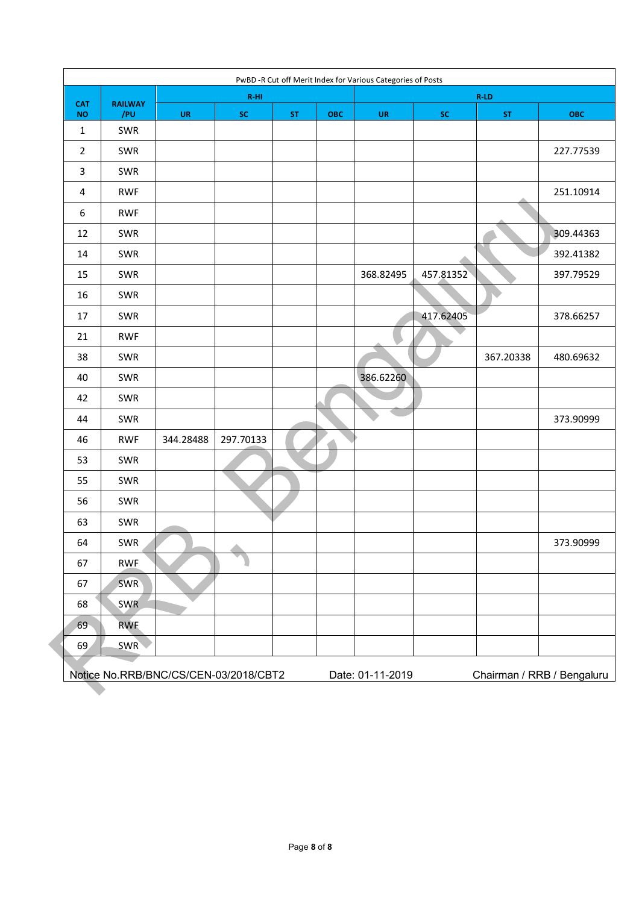| PwBD -R Cut off Merit Index for Various Categories of Posts | | | | | | | | | |
|---|---|---|---|---|---|---|---|---|---|
| CAT NO | RAILWAY /PU | R-HI | | | | R-LD | | | |
| | | UR | SC | ST | OBC | UR | SC | ST | OBC |
| 1 | SWR | | | | | | | | |
| 2 | SWR | | | | | | | | 227.77539 |
| 3 | SWR | | | | | | | | |
| 4 | RWF | | | | | | | | 251.10914 |
| 6 | RWF | | | | | | | | |
| 12 | SWR | | | | | | | | 309.44363 |
| 14 | SWR | | | | | | | | 392.41382 |
| 15 | SWR | | | | | 368.82495 | 457.81352 | | 397.79529 |
| 16 | SWR | | | | | | | | |
| 17 | SWR | | | | | | 417.62405 | | 378.66257 |
| 21 | RWF | | | | | | | | |
| 38 | SWR | | | | | | | 367.20338 | 480.69632 |
| 40 | SWR | | | | | 386.62260 | | | |
| 42 | SWR | | | | | | | | |
| 44 | SWR | | | | | | | | 373.90999 |
| 46 | RWF | 344.28488 | 297.70133 | | | | | | |
| 53 | SWR | | | | | | | | |
| 55 | SWR | | | | | | | | |
| 56 | SWR | | | | | | | | |
| 63 | SWR | | | | | | | | |
| 64 | SWR | | | | | | | | 373.90999 |
| 67 | RWF | | | | | | | | |
| 67 | SWR | | | | | | | | |
| 68 | SWR | | | | | | | | |
| 69 | RWF | | | | | | | | |
| 69 | SWR | | | | | | | | |

Notice No.RRB/BNC/CS/CEN-03/2018/CBT2    Date: 01-11-2019    Chairman / RRB / Bengaluru